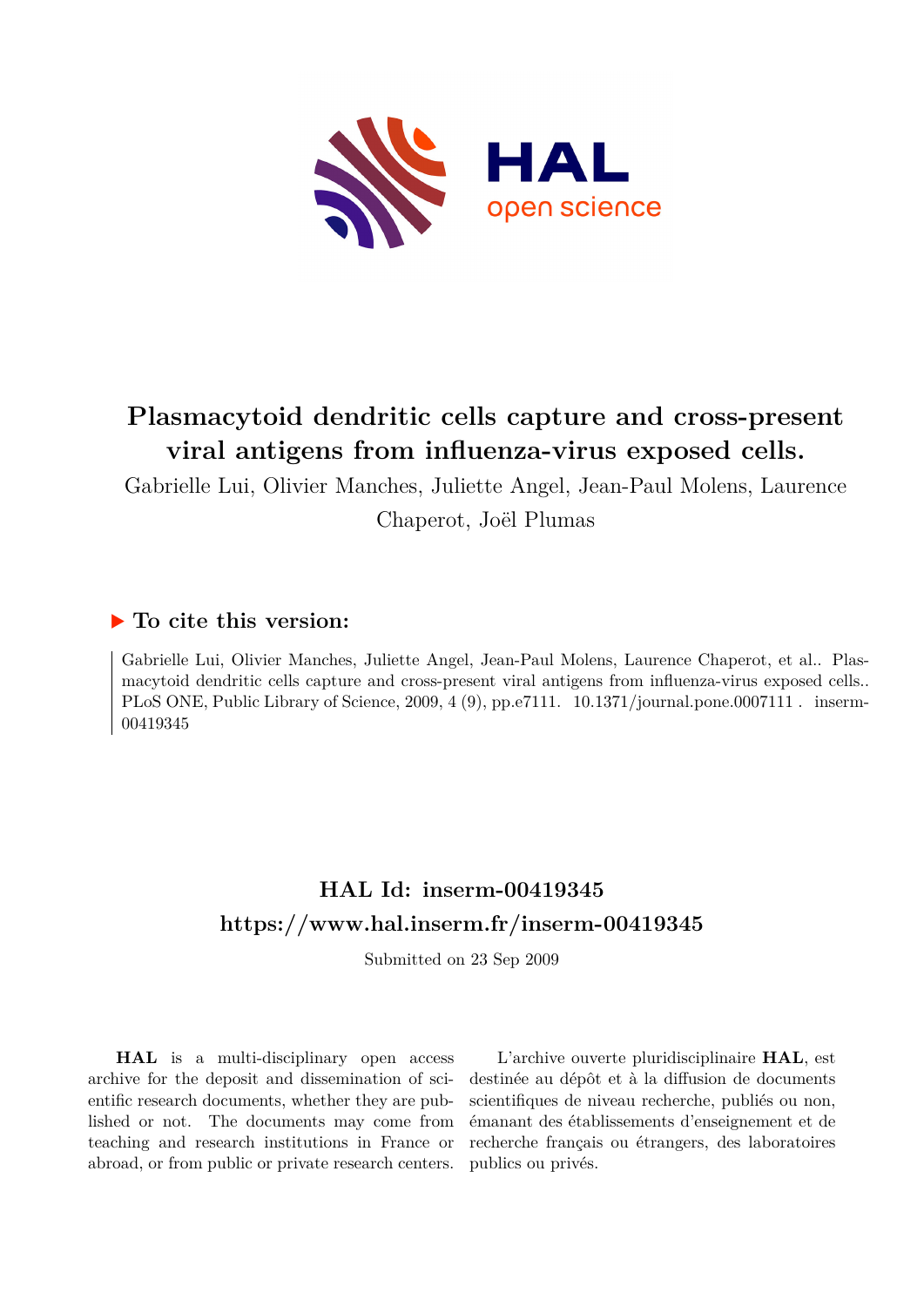# Plasmacytoid dendritic cells capture and cross-present viral antigens from influenza-virus exposed cells.

Gabrielle Lui, Olivier Manches, Juliette Angel, Jean-Paul Molens, Laurence Chaperot, Joël Plumas

## ▶ To cite this version:

Gabrielle Lui, Olivier Manches, Juliette Angel, Jean-Paul Molens, Laurence Chaperot, et al.. Plasmacytoid dendritic cells capture and cross-present viral antigens from influenza-virus exposed cells.. PLoS ONE, Public Library of Science, 2009, 4 (9), pp.e7111. 10.1371/journal.pone.0007111 . inserm-00419345

## HAL Id: inserm-00419345
## https://www.hal.inserm.fr/inserm-00419345

Submitted on 23 Sep 2009

**HAL** is a multi-disciplinary open access archive for the deposit and dissemination of scientific research documents, whether they are published or not. The documents may come from teaching and research institutions in France or abroad, or from public or private research centers.

L'archive ouverte pluridisciplinaire **HAL**, est destinée au dépôt et à la diffusion de documents scientifiques de niveau recherche, publiés ou non, émanant des établissements d'enseignement et de recherche français ou étrangers, des laboratoires publics ou privés.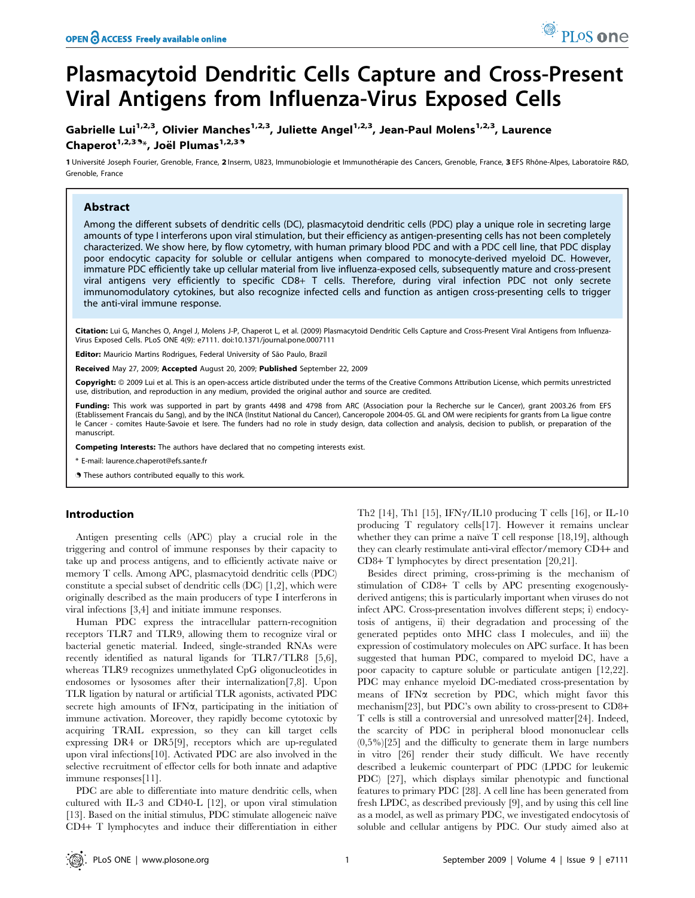# Plasmacytoid Dendritic Cells Capture and Cross-Present Viral Antigens from Influenza-Virus Exposed Cells

Gabrielle Lui[1,2,3], Olivier Manches[1,2,3], Juliette Angel[1,2,3], Jean-Paul Molens[1,2,3], Laurence Chaperot[1,2,3]*, Joël Plumas[1,2,3]

1 Université Joseph Fourier, Grenoble, France, 2 Inserm, U823, Immunobiologie et Immunothérapie des Cancers, Grenoble, France, 3 EFS Rhône-Alpes, Laboratoire R&D, Grenoble, France

## Abstract

Among the different subsets of dendritic cells (DC), plasmacytoid dendritic cells (PDC) play a unique role in secreting large amounts of type I interferons upon viral stimulation, but their efficiency as antigen-presenting cells has not been completely characterized. We show here, by flow cytometry, with human primary blood PDC and with a PDC cell line, that PDC display poor endocytic capacity for soluble or cellular antigens when compared to monocyte-derived myeloid DC. However, immature PDC efficiently take up cellular material from live influenza-exposed cells, subsequently mature and cross-present viral antigens very efficiently to specific CD8+ T cells. Therefore, during viral infection PDC not only secrete immunomodulatory cytokines, but also recognize infected cells and function as antigen cross-presenting cells to trigger the anti-viral immune response.

**Citation:** Lui G, Manches O, Angel J, Molens J-P, Chaperot L, et al. (2009) Plasmacytoid Dendritic Cells Capture and Cross-Present Viral Antigens from Influenza-Virus Exposed Cells. PLoS ONE 4(9): e7111. doi:10.1371/journal.pone.0007111

**Editor:** Mauricio Martins Rodrigues, Federal University of São Paulo, Brazil

**Received** May 27, 2009; **Accepted** August 20, 2009; **Published** September 22, 2009

**Copyright:** © 2009 Lui et al. This is an open-access article distributed under the terms of the Creative Commons Attribution License, which permits unrestricted use, distribution, and reproduction in any medium, provided the original author and source are credited.

**Funding:** This work was supported in part by grants 4498 and 4798 from ARC (Association pour la Recherche sur le Cancer), grant 2003.26 from EFS (Etablissement Francais du Sang), and by the INCA (Institut National du Cancer), Canceropole 2004-05. GL and OM were recipients for grants from La ligue contre le Cancer - comites Haute-Savoie et Isere. The funders had no role in study design, data collection and analysis, decision to publish, or preparation of the manuscript.

**Competing Interests:** The authors have declared that no competing interests exist.

\* E-mail: laurence.chaperot@efs.sante.fr

These authors contributed equally to this work.

## Introduction

Antigen presenting cells (APC) play a crucial role in the triggering and control of immune responses by their capacity to take up and process antigens, and to efficiently activate naive or memory T cells. Among APC, plasmacytoid dendritic cells (PDC) constitute a special subset of dendritic cells (DC) [1,2], which were originally described as the main producers of type I interferons in viral infections [3,4] and initiate immune responses.

Human PDC express the intracellular pattern-recognition receptors TLR7 and TLR9, allowing them to recognize viral or bacterial genetic material. Indeed, single-stranded RNAs were recently identified as natural ligands for TLR7/TLR8 [5,6], whereas TLR9 recognizes unmethylated CpG oligonucleotides in endosomes or lysosomes after their internalization[7,8]. Upon TLR ligation by natural or artificial TLR agonists, activated PDC secrete high amounts of IFN$\alpha$, participating in the initiation of immune activation. Moreover, they rapidly become cytotoxic by acquiring TRAIL expression, so they can kill target cells expressing DR4 or DR5[9], receptors which are up-regulated upon viral infections[10]. Activated PDC are also involved in the selective recruitment of effector cells for both innate and adaptive immune responses[11].

PDC are able to differentiate into mature dendritic cells, when cultured with IL-3 and CD40-L [12], or upon viral stimulation [13]. Based on the initial stimulus, PDC stimulate allogeneic naïve CD4+ T lymphocytes and induce their differentiation in either Th2 [14], Th1 [15], IFN$\gamma$/IL10 producing T cells [16], or IL-10 producing T regulatory cells[17]. However it remains unclear whether they can prime a naïve T cell response [18,19], although they can clearly restimulate anti-viral effector/memory CD4+ and CD8+ T lymphocytes by direct presentation [20,21].

Besides direct priming, cross-priming is the mechanism of stimulation of CD8+ T cells by APC presenting exogenously-derived antigens; this is particularly important when viruses do not infect APC. Cross-presentation involves different steps; i) endocytosis of antigens, ii) their degradation and processing of the generated peptides onto MHC class I molecules, and iii) the expression of costimulatory molecules on APC surface. It has been suggested that human PDC, compared to myeloid DC, have a poor capacity to capture soluble or particulate antigen [12,22]. PDC may enhance myeloid DC-mediated cross-presentation by means of IFN$\alpha$ secretion by PDC, which might favor this mechanism[23], but PDC's own ability to cross-present to CD8+ T cells is still a controversial and unresolved matter[24]. Indeed, the scarcity of PDC in peripheral blood mononuclear cells (0,5%)[25] and the difficulty to generate them in large numbers in vitro [26] render their study difficult. We have recently described a leukemic counterpart of PDC (LPDC for leukemic PDC) [27], which displays similar phenotypic and functional features to primary PDC [28]. A cell line has been generated from fresh LPDC, as described previously [9], and by using this cell line as a model, as well as primary PDC, we investigated endocytosis of soluble and cellular antigens by PDC. Our study aimed also at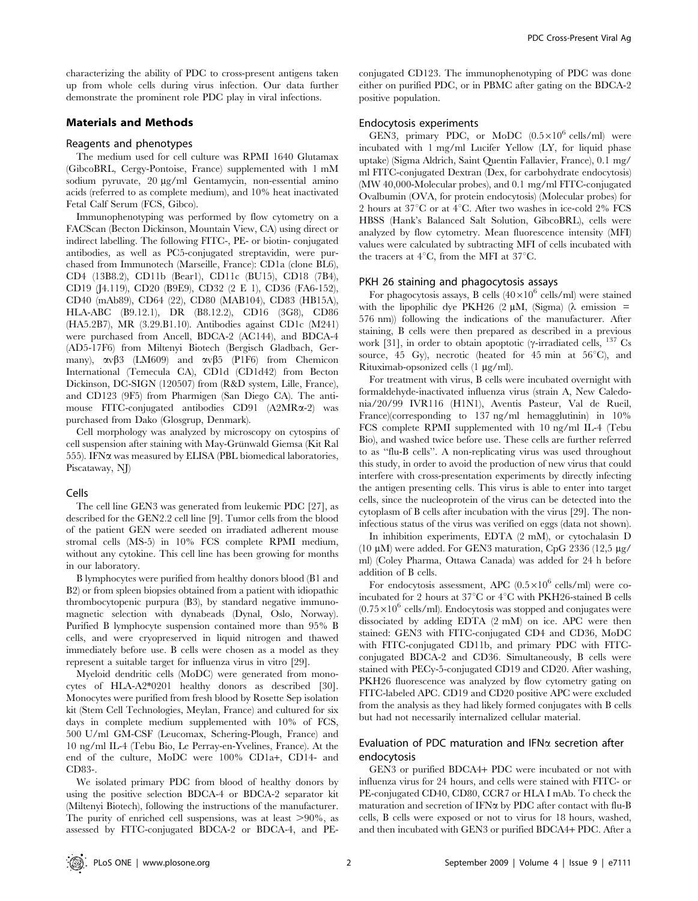characterizing the ability of PDC to cross-present antigens taken up from whole cells during virus infection. Our data further demonstrate the prominent role PDC play in viral infections.

## Materials and Methods

### Reagents and phenotypes

The medium used for cell culture was RPMI 1640 Glutamax (GibcoBRL, Cergy-Pontoise, France) supplemented with 1 mM sodium pyruvate, 20 µg/ml Gentamycin, non-essential amino acids (referred to as complete medium), and 10% heat inactivated Fetal Calf Serum (FCS, Gibco).

Immunophenotyping was performed by flow cytometry on a FACScan (Becton Dickinson, Mountain View, CA) using direct or indirect labelling. The following FITC-, PE- or biotin- conjugated antibodies, as well as PC5-conjugated streptavidin, were purchased from Immunotech (Marseille, France): CD1a (clone BL6), CD4 (13B8.2), CD11b (Bear1), CD11c (BU15), CD18 (7B4), CD19 (J4.119), CD20 (B9E9), CD32 (2 E 1), CD36 (FA6-152), CD40 (mAb89), CD64 (22), CD80 (MAB104), CD83 (HB15A), HLA-ABC (B9.12.1), DR (B8.12.2), CD16 (3G8), CD86 (HA5.2B7), MR (3.29.B1.10). Antibodies against CD1c (M241) were purchased from Ancell, BDCA-2 (AC144), and BDCA-4 (AD5-17F6) from Miltenyi Biotech (Bergisch Gladbach, Germany), αvβ3 (LM609) and αvβ5 (P1F6) from Chemicon International (Temecula CA), CD1d (CD1d42) from Becton Dickinson, DC-SIGN (120507) from (R&D system, Lille, France), and CD123 (9F5) from Pharmigen (San Diego CA). The anti-mouse FITC-conjugated antibodies CD91 (A2MRα-2) was purchased from Dako (Glosgrup, Denmark).

Cell morphology was analyzed by microscopy on cytospins of cell suspension after staining with May-Grünwald Giemsa (Kit Ral 555). IFNα was measured by ELISA (PBL biomedical laboratories, Piscataway, NJ)

### Cells

The cell line GEN3 was generated from leukemic PDC [27], as described for the GEN2.2 cell line [9]. Tumor cells from the blood of the patient GEN were seeded on irradiated adherent mouse stromal cells (MS-5) in 10% FCS complete RPMI medium, without any cytokine. This cell line has been growing for months in our laboratory.

B lymphocytes were purified from healthy donors blood (B1 and B2) or from spleen biopsies obtained from a patient with idiopathic thrombocytopenic purpura (B3), by standard negative immunomagnetic selection with dynabeads (Dynal, Oslo, Norway). Purified B lymphocyte suspension contained more than 95% B cells, and were cryopreserved in liquid nitrogen and thawed immediately before use. B cells were chosen as a model as they represent a suitable target for influenza virus in vitro [29].

Myeloid dendritic cells (MoDC) were generated from monocytes of HLA-A2*0201 healthy donors as described [30]. Monocytes were purified from fresh blood by Rosette Sep isolation kit (Stem Cell Technologies, Meylan, France) and cultured for six days in complete medium supplemented with 10% of FCS, 500 U/ml GM-CSF (Leucomax, Schering-Plough, France) and 10 ng/ml IL-4 (Tebu Bio, Le Perray-en-Yvelines, France). At the end of the culture, MoDC were 100% CD1a+, CD14- and CD83-.

We isolated primary PDC from blood of healthy donors by using the positive selection BDCA-4 or BDCA-2 separator kit (Miltenyi Biotech), following the instructions of the manufacturer. The purity of enriched cell suspensions, was at least >90%, as assessed by FITC-conjugated BDCA-2 or BDCA-4, and PE-conjugated CD123. The immunophenotyping of PDC was done either on purified PDC, or in PBMC after gating on the BDCA-2 positive population.

### Endocytosis experiments

GEN3, primary PDC, or MoDC ($0.5\times10^6$ cells/ml) were incubated with 1 mg/ml Lucifer Yellow (LY, for liquid phase uptake) (Sigma Aldrich, Saint Quentin Fallavier, France), 0.1 mg/ml FITC-conjugated Dextran (Dex, for carbohydrate endocytosis) (MW 40,000-Molecular probes), and 0.1 mg/ml FITC-conjugated Ovalbumin (OVA, for protein endocytosis) (Molecular probes) for 2 hours at 37°C or at 4°C. After two washes in ice-cold 2% FCS HBSS (Hank's Balanced Salt Solution, GibcoBRL), cells were analyzed by flow cytometry. Mean fluorescence intensity (MFI) values were calculated by subtracting MFI of cells incubated with the tracers at 4°C, from the MFI at 37°C.

### PKH 26 staining and phagocytosis assays

For phagocytosis assays, B cells ($40\times10^6$ cells/ml) were stained with the lipophilic dye PKH26 (2 µM, (Sigma) (λ emission = 576 nm)) following the indications of the manufacturer. After staining, B cells were then prepared as described in a previous work [31], in order to obtain apoptotic (γ-irradiated cells, $^{137}$Cs source, 45 Gy), necrotic (heated for 45 min at 56°C), and Rituximab-opsonized cells (1 µg/ml).

For treatment with virus, B cells were incubated overnight with formaldehyde-inactivated influenza virus (strain A, New Caledonia/20/99 IVR116 (H1N1), Aventis Pasteur, Val de Rueil, France)(corresponding to 137 ng/ml hemagglutinin) in 10% FCS complete RPMI supplemented with 10 ng/ml IL-4 (Tebu Bio), and washed twice before use. These cells are further referred to as "flu-B cells". A non-replicating virus was used throughout this study, in order to avoid the production of new virus that could interfere with cross-presentation experiments by directly infecting the antigen presenting cells. This virus is able to enter into target cells, since the nucleoprotein of the virus can be detected into the cytoplasm of B cells after incubation with the virus [29]. The non-infectious status of the virus was verified on eggs (data not shown).

In inhibition experiments, EDTA (2 mM), or cytochalasin D (10 µM) were added. For GEN3 maturation, CpG 2336 (12,5 µg/ml) (Coley Pharma, Ottawa Canada) was added for 24 h before addition of B cells.

For endocytosis assessment, APC ($0.5\times10^6$ cells/ml) were co-incubated for 2 hours at 37°C or 4°C with PKH26-stained B cells ($0.75\times10^6$ cells/ml). Endocytosis was stopped and conjugates were dissociated by adding EDTA (2 mM) on ice. APC were then stained: GEN3 with FITC-conjugated CD4 and CD36, MoDC with FITC-conjugated CD11b, and primary PDC with FITC-conjugated BDCA-2 and CD36. Simultaneously, B cells were stained with PECy-5-conjugated CD19 and CD20. After washing, PKH26 fluorescence was analyzed by flow cytometry gating on FITC-labeled APC. CD19 and CD20 positive APC were excluded from the analysis as they had likely formed conjugates with B cells but had not necessarily internalized cellular material.

### Evaluation of PDC maturation and IFNα secretion after endocytosis

GEN3 or purified BDCA4+ PDC were incubated or not with influenza virus for 24 hours, and cells were stained with FITC- or PE-conjugated CD40, CD80, CCR7 or HLA I mAb. To check the maturation and secretion of IFNα by PDC after contact with flu-B cells, B cells were exposed or not to virus for 18 hours, washed, and then incubated with GEN3 or purified BDCA4+ PDC. After a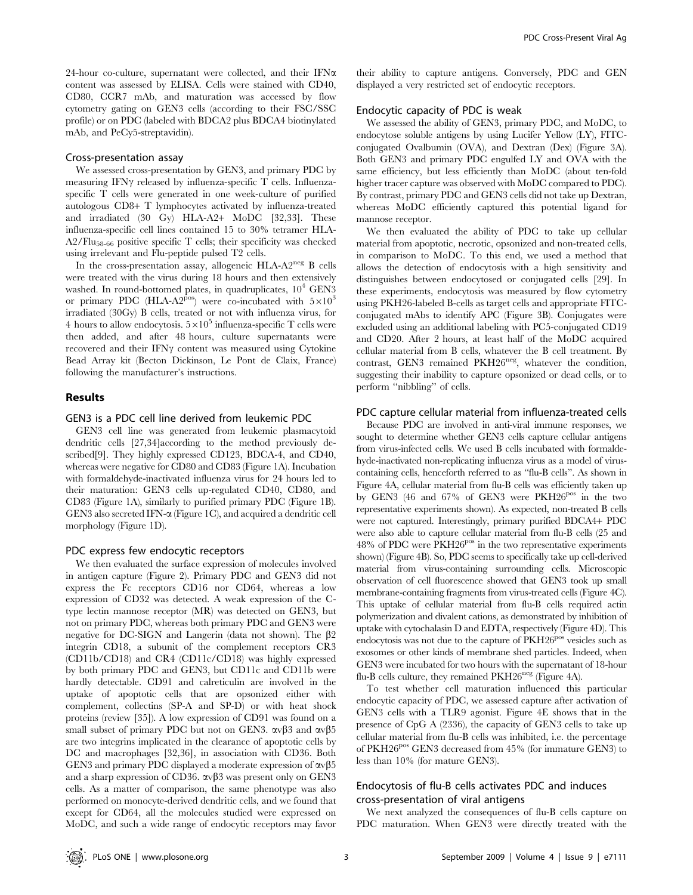24-hour co-culture, supernatant were collected, and their IFNα content was assessed by ELISA. Cells were stained with CD40, CD80, CCR7 mAb, and maturation was accessed by flow cytometry gating on GEN3 cells (according to their FSC/SSC profile) or on PDC (labeled with BDCA2 plus BDCA4 biotinylated mAb, and PeCy5-streptavidin).

### Cross-presentation assay

We assessed cross-presentation by GEN3, and primary PDC by measuring IFNγ released by influenza-specific T cells. Influenza-specific T cells were generated in one week-culture of purified autologous CD8+ T lymphocytes activated by influenza-treated and irradiated (30 Gy) HLA-A2+ MoDC [32,33]. These influenza-specific cell lines contained 15 to 30% tetramer HLA-A2/$Flu_{58-66}$ positive specific T cells; their specificity was checked using irrelevant and Flu-peptide pulsed T2 cells.

In the cross-presentation assay, allogeneic HLA-$A2^{neg}$ B cells were treated with the virus during 18 hours and then extensively washed. In round-bottomed plates, in quadruplicates, $10^4$ GEN3 or primary PDC (HLA-$A2^{pos}$) were co-incubated with $5\times10^3$ irradiated (30Gy) B cells, treated or not with influenza virus, for 4 hours to allow endocytosis. $5\times10^5$ influenza-specific T cells were then added, and after 48 hours, culture supernatants were recovered and their IFNγ content was measured using Cytokine Bead Array kit (Becton Dickinson, Le Pont de Claix, France) following the manufacturer's instructions.

## Results

### GEN3 is a PDC cell line derived from leukemic PDC

GEN3 cell line was generated from leukemic plasmacytoid dendritic cells [27,34]according to the method previously described[9]. They highly expressed CD123, BDCA-4, and CD40, whereas were negative for CD80 and CD83 (Figure 1A). Incubation with formaldehyde-inactivated influenza virus for 24 hours led to their maturation: GEN3 cells up-regulated CD40, CD80, and CD83 (Figure 1A), similarly to purified primary PDC (Figure 1B). GEN3 also secreted IFN-α (Figure 1C), and acquired a dendritic cell morphology (Figure 1D).

### PDC express few endocytic receptors

We then evaluated the surface expression of molecules involved in antigen capture (Figure 2). Primary PDC and GEN3 did not express the Fc receptors CD16 nor CD64, whereas a low expression of CD32 was detected. A weak expression of the C-type lectin mannose receptor (MR) was detected on GEN3, but not on primary PDC, whereas both primary PDC and GEN3 were negative for DC-SIGN and Langerin (data not shown). The β2 integrin CD18, a subunit of the complement receptors CR3 (CD11b/CD18) and CR4 (CD11c/CD18) was highly expressed by both primary PDC and GEN3, but CD11c and CD11b were hardly detectable. CD91 and calreticulin are involved in the uptake of apoptotic cells that are opsonized either with complement, collectins (SP-A and SP-D) or with heat shock proteins (review [35]). A low expression of CD91 was found on a small subset of primary PDC but not on GEN3. αvβ3 and αvβ5 are two integrins implicated in the clearance of apoptotic cells by DC and macrophages [32,36], in association with CD36. Both GEN3 and primary PDC displayed a moderate expression of αvβ5 and a sharp expression of CD36. αvβ3 was present only on GEN3 cells. As a matter of comparison, the same phenotype was also performed on monocyte-derived dendritic cells, and we found that except for CD64, all the molecules studied were expressed on MoDC, and such a wide range of endocytic receptors may favor their ability to capture antigens. Conversely, PDC and GEN displayed a very restricted set of endocytic receptors.

### Endocytic capacity of PDC is weak

We assessed the ability of GEN3, primary PDC, and MoDC, to endocytose soluble antigens by using Lucifer Yellow (LY), FITC-conjugated Ovalbumin (OVA), and Dextran (Dex) (Figure 3A). Both GEN3 and primary PDC engulfed LY and OVA with the same efficiency, but less efficiently than MoDC (about ten-fold higher tracer capture was observed with MoDC compared to PDC). By contrast, primary PDC and GEN3 cells did not take up Dextran, whereas MoDC efficiently captured this potential ligand for mannose receptor.

We then evaluated the ability of PDC to take up cellular material from apoptotic, necrotic, opsonized and non-treated cells, in comparison to MoDC. To this end, we used a method that allows the detection of endocytosis with a high sensitivity and distinguishes between endocytosed or conjugated cells [29]. In these experiments, endocytosis was measured by flow cytometry using PKH26-labeled B-cells as target cells and appropriate FITC-conjugated mAbs to identify APC (Figure 3B). Conjugates were excluded using an additional labeling with PC5-conjugated CD19 and CD20. After 2 hours, at least half of the MoDC acquired cellular material from B cells, whatever the B cell treatment. By contrast, GEN3 remained $PKH26^{neg}$, whatever the condition, suggesting their inability to capture opsonized or dead cells, or to perform "nibbling" of cells.

### PDC capture cellular material from influenza-treated cells

Because PDC are involved in anti-viral immune responses, we sought to determine whether GEN3 cells capture cellular antigens from virus-infected cells. We used B cells incubated with formaldehyde-inactivated non-replicating influenza virus as a model of virus-containing cells, henceforth referred to as "flu-B cells". As shown in Figure 4A, cellular material from flu-B cells was efficiently taken up by GEN3 (46 and 67% of GEN3 were $PKH26^{pos}$ in the two representative experiments shown). As expected, non-treated B cells were not captured. Interestingly, primary purified BDCA4+ PDC were also able to capture cellular material from flu-B cells (25 and 48% of PDC were $PKH26^{pos}$ in the two representative experiments shown) (Figure 4B). So, PDC seems to specifically take up cell-derived material from virus-containing surrounding cells. Microscopic observation of cell fluorescence showed that GEN3 took up small membrane-containing fragments from virus-treated cells (Figure 4C). This uptake of cellular material from flu-B cells required actin polymerization and divalent cations, as demonstrated by inhibition of uptake with cytochalasin D and EDTA, respectively (Figure 4D). This endocytosis was not due to the capture of $PKH26^{pos}$ vesicles such as exosomes or other kinds of membrane shed particles. Indeed, when GEN3 were incubated for two hours with the supernatant of 18-hour flu-B cells culture, they remained $PKH26^{neg}$ (Figure 4A).

To test whether cell maturation influenced this particular endocytic capacity of PDC, we assessed capture after activation of GEN3 cells with a TLR9 agonist. Figure 4E shows that in the presence of CpG A (2336), the capacity of GEN3 cells to take up cellular material from flu-B cells was inhibited, i.e. the percentage of $PKH26^{pos}$ GEN3 decreased from 45% (for immature GEN3) to less than 10% (for mature GEN3).

### Endocytosis of flu-B cells activates PDC and induces cross-presentation of viral antigens

We next analyzed the consequences of flu-B cells capture on PDC maturation. When GEN3 were directly treated with the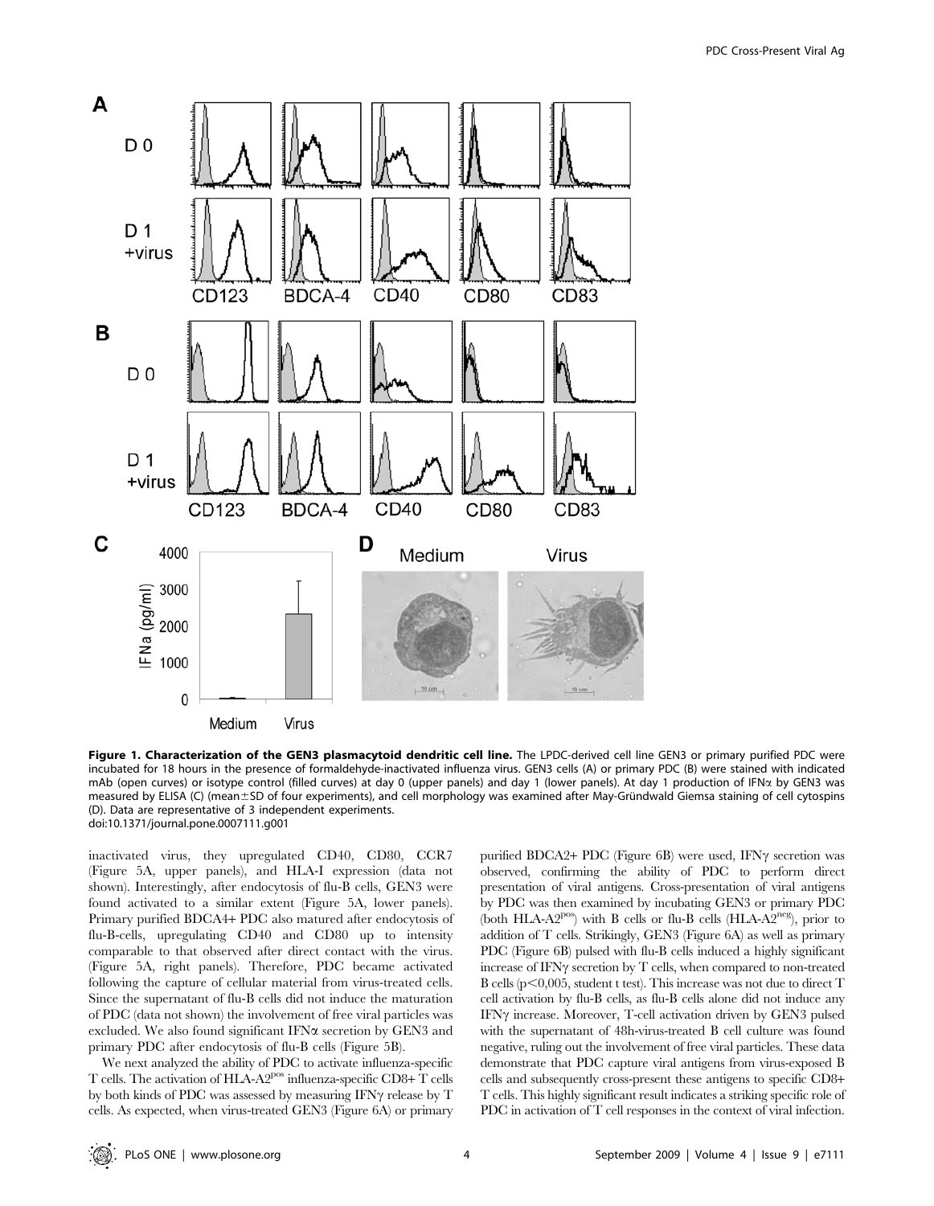**Figure 1. Characterization of the GEN3 plasmacytoid dendritic cell line.** The LPDC-derived cell line GEN3 or primary purified PDC were incubated for 18 hours in the presence of formaldehyde-inactivated influenza virus. GEN3 cells (A) or primary PDC (B) were stained with indicated mAb (open curves) or isotype control (filled curves) at day 0 (upper panels) and day 1 (lower panels). At day 1 production of IFNα by GEN3 was measured by ELISA (C) (mean±SD of four experiments), and cell morphology was examined after May-Gründwald Giemsa staining of cell cytospins (D). Data are representative of 3 independent experiments.
doi:10.1371/journal.pone.0007111.g001

inactivated virus, they upregulated CD40, CD80, CCR7 (Figure 5A, upper panels), and HLA-I expression (data not shown). Interestingly, after endocytosis of flu-B cells, GEN3 were found activated to a similar extent (Figure 5A, lower panels). Primary purified BDCA4+ PDC also matured after endocytosis of flu-B-cells, upregulating CD40 and CD80 up to intensity comparable to that observed after direct contact with the virus. (Figure 5A, right panels). Therefore, PDC became activated following the capture of cellular material from virus-treated cells. Since the supernatant of flu-B cells did not induce the maturation of PDC (data not shown) the involvement of free viral particles was excluded. We also found significant IFNα secretion by GEN3 and primary PDC after endocytosis of flu-B cells (Figure 5B).

We next analyzed the ability of PDC to activate influenza-specific T cells. The activation of HLA-A2$^{pos}$ influenza-specific CD8+ T cells by both kinds of PDC was assessed by measuring IFNγ release by T cells. As expected, when virus-treated GEN3 (Figure 6A) or primary purified BDCA2+ PDC (Figure 6B) were used, IFNγ secretion was observed, confirming the ability of PDC to perform direct presentation of viral antigens. Cross-presentation of viral antigens by PDC was then examined by incubating GEN3 or primary PDC (both HLA-A2$^{pos}$) with B cells or flu-B cells (HLA-A2$^{neg}$), prior to addition of T cells. Strikingly, GEN3 (Figure 6A) as well as primary PDC (Figure 6B) pulsed with flu-B cells induced a highly significant increase of IFNγ secretion by T cells, when compared to non-treated B cells ($p<0{,}005$, student t test). This increase was not due to direct T cell activation by flu-B cells, as flu-B cells alone did not induce any IFNγ increase. Moreover, T-cell activation driven by GEN3 pulsed with the supernatant of 48h-virus-treated B cell culture was found negative, ruling out the involvement of free viral particles. These data demonstrate that PDC capture viral antigens from virus-exposed B cells and subsequently cross-present these antigens to specific CD8+ T cells. This highly significant result indicates a striking specific role of PDC in activation of T cell responses in the context of viral infection.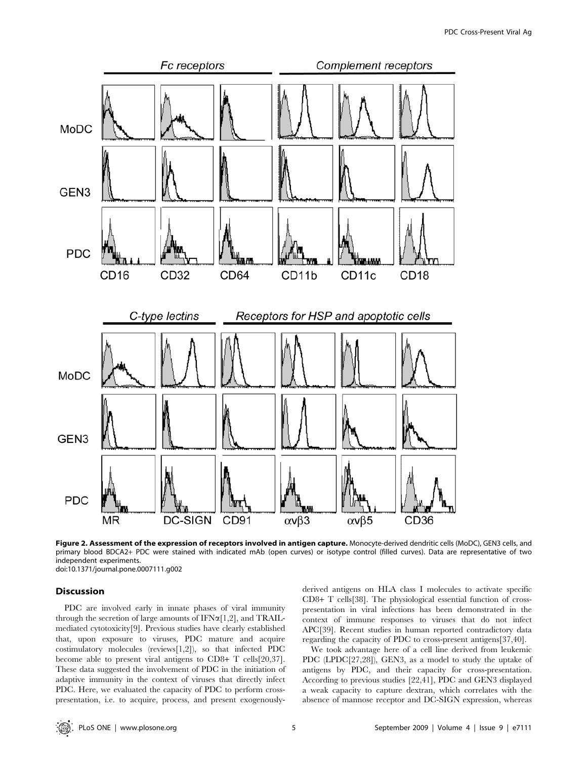**Figure 2. Assessment of the expression of receptors involved in antigen capture.** Monocyte-derived dendritic cells (MoDC), GEN3 cells, and primary blood BDCA2+ PDC were stained with indicated mAb (open curves) or isotype control (filled curves). Data are representative of two independent experiments.
doi:10.1371/journal.pone.0007111.g002

## Discussion

PDC are involved early in innate phases of viral immunity through the secretion of large amounts of IFN$\alpha$[1,2], and TRAIL-mediated cytotoxicity[9]. Previous studies have clearly established that, upon exposure to viruses, PDC mature and acquire costimulatory molecules (reviews[1,2]), so that infected PDC become able to present viral antigens to CD8+ T cells[20,37]. These data suggested the involvement of PDC in the initiation of adaptive immunity in the context of viruses that directly infect PDC. Here, we evaluated the capacity of PDC to perform cross-presentation, i.e. to acquire, process, and present exogenously-derived antigens on HLA class I molecules to activate specific CD8+ T cells[38]. The physiological essential function of cross-presentation in viral infections has been demonstrated in the context of immune responses to viruses that do not infect APC[39]. Recent studies in human reported contradictory data regarding the capacity of PDC to cross-present antigens[37,40].

We took advantage here of a cell line derived from leukemic PDC (LPDC[27,28]), GEN3, as a model to study the uptake of antigens by PDC, and their capacity for cross-presentation. According to previous studies [22,41], PDC and GEN3 displayed a weak capacity to capture dextran, which correlates with the absence of mannose receptor and DC-SIGN expression, whereas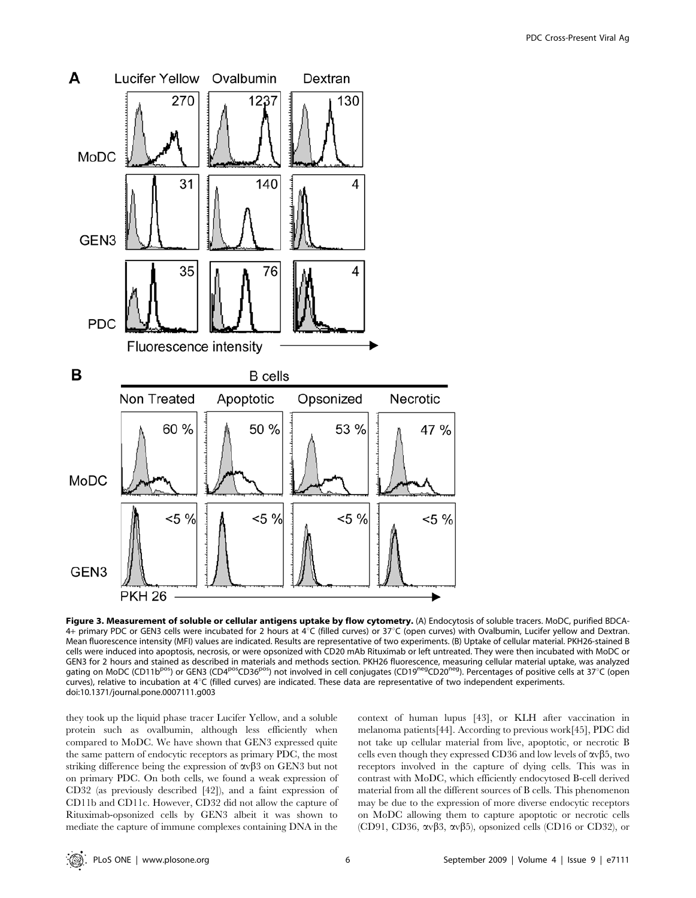**Figure 3. Measurement of soluble or cellular antigens uptake by flow cytometry.** (A) Endocytosis of soluble tracers. MoDC, purified BDCA-4+ primary PDC or GEN3 cells were incubated for 2 hours at 4°C (filled curves) or 37°C (open curves) with Ovalbumin, Lucifer yellow and Dextran. Mean fluorescence intensity (MFI) values are indicated. Results are representative of two experiments. (B) Uptake of cellular material. PKH26-stained B cells were induced into apoptosis, necrosis, or were opsonized with CD20 mAb Rituximab or left untreated. They were then incubated with MoDC or GEN3 for 2 hours and stained as described in materials and methods section. PKH26 fluorescence, measuring cellular material uptake, was analyzed gating on MoDC (CD11b$^{pos}$) or GEN3 (CD4$^{pos}$CD36$^{pos}$) not involved in cell conjugates (CD19$^{neg}$CD20$^{neg}$). Percentages of positive cells at 37°C (open curves), relative to incubation at 4°C (filled curves) are indicated. These data are representative of two independent experiments.
doi:10.1371/journal.pone.0007111.g003

they took up the liquid phase tracer Lucifer Yellow, and a soluble protein such as ovalbumin, although less efficiently when compared to MoDC. We have shown that GEN3 expressed quite the same pattern of endocytic receptors as primary PDC, the most striking difference being the expression of $\alpha v\beta 3$ on GEN3 but not on primary PDC. On both cells, we found a weak expression of CD32 (as previously described [42]), and a faint expression of CD11b and CD11c. However, CD32 did not allow the capture of Rituximab-opsonized cells by GEN3 albeit it was shown to mediate the capture of immune complexes containing DNA in the context of human lupus [43], or KLH after vaccination in melanoma patients[44]. According to previous work[45], PDC did not take up cellular material from live, apoptotic, or necrotic B cells even though they expressed CD36 and low levels of $\alpha v\beta 5$, two receptors involved in the capture of dying cells. This was in contrast with MoDC, which efficiently endocytosed B-cell derived material from all the different sources of B cells. This phenomenon may be due to the expression of more diverse endocytic receptors on MoDC allowing them to capture apoptotic or necrotic cells (CD91, CD36, $\alpha v\beta 3$, $\alpha v\beta 5$), opsonized cells (CD16 or CD32), or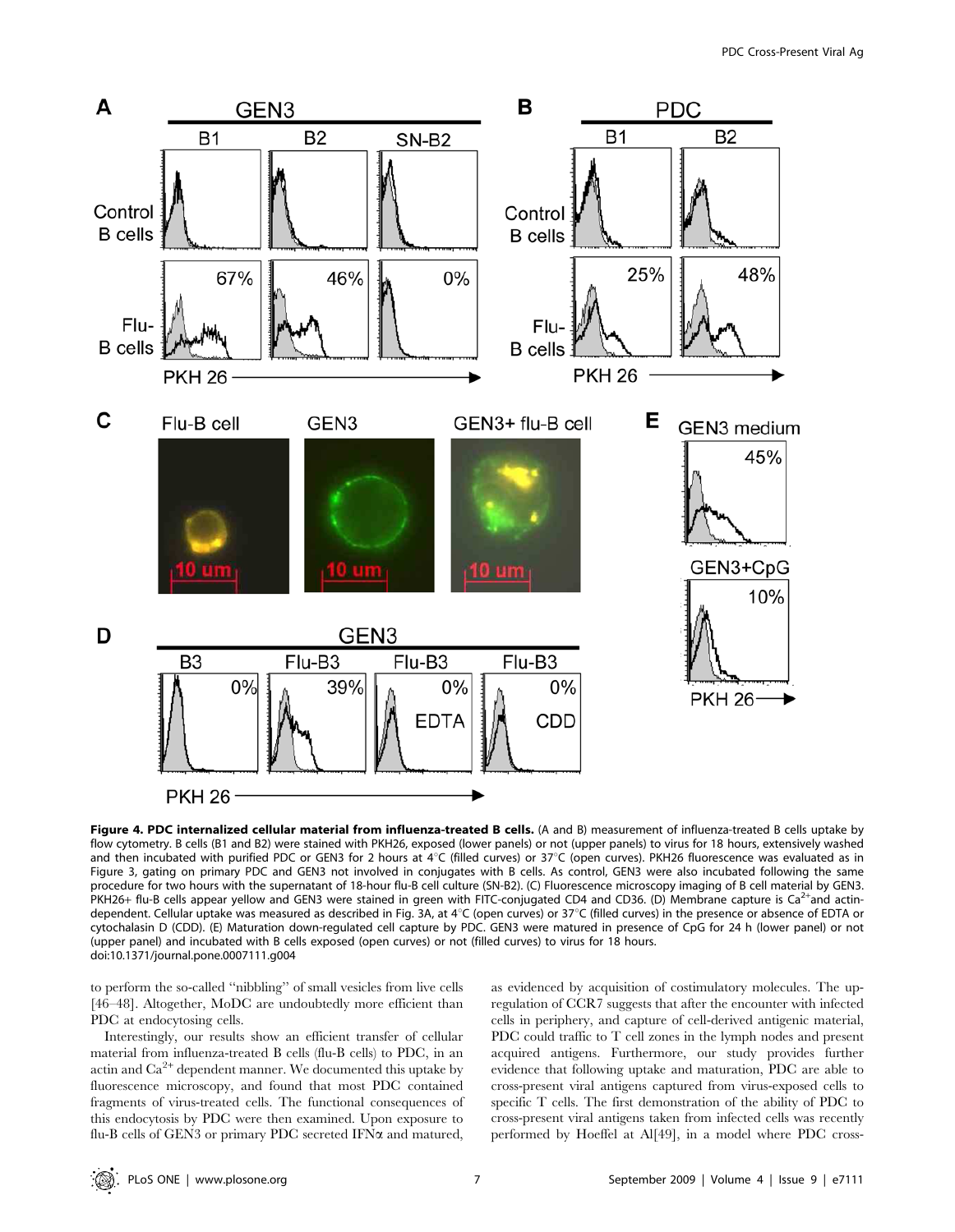**Figure 4. PDC internalized cellular material from influenza-treated B cells.** (A and B) measurement of influenza-treated B cells uptake by flow cytometry. B cells (B1 and B2) were stained with PKH26, exposed (lower panels) or not (upper panels) to virus for 18 hours, extensively washed and then incubated with purified PDC or GEN3 for 2 hours at 4°C (filled curves) or 37°C (open curves). PKH26 fluorescence was evaluated as in Figure 3, gating on primary PDC and GEN3 not involved in conjugates with B cells. As control, GEN3 were also incubated following the same procedure for two hours with the supernatant of 18-hour flu-B cell culture (SN-B2). (C) Fluorescence microscopy imaging of B cell material by GEN3. PKH26+ flu-B cells appear yellow and GEN3 were stained in green with FITC-conjugated CD4 and CD36. (D) Membrane capture is $Ca^{2+}$and actin-dependent. Cellular uptake was measured as described in Fig. 3A, at 4°C (open curves) or 37°C (filled curves) in the presence or absence of EDTA or cytochalasin D (CDD). (E) Maturation down-regulated cell capture by PDC. GEN3 were matured in presence of CpG for 24 h (lower panel) or not (upper panel) and incubated with B cells exposed (open curves) or not (filled curves) to virus for 18 hours.
doi:10.1371/journal.pone.0007111.g004

to perform the so-called "nibbling" of small vesicles from live cells [46–48]. Altogether, MoDC are undoubtedly more efficient than PDC at endocytosing cells.

Interestingly, our results show an efficient transfer of cellular material from influenza-treated B cells (flu-B cells) to PDC, in an actin and $Ca^{2+}$ dependent manner. We documented this uptake by fluorescence microscopy, and found that most PDC contained fragments of virus-treated cells. The functional consequences of this endocytosis by PDC were then examined. Upon exposure to flu-B cells of GEN3 or primary PDC secreted IFN$\alpha$ and matured, as evidenced by acquisition of costimulatory molecules. The up-regulation of CCR7 suggests that after the encounter with infected cells in periphery, and capture of cell-derived antigenic material, PDC could traffic to T cell zones in the lymph nodes and present acquired antigens. Furthermore, our study provides further evidence that following uptake and maturation, PDC are able to cross-present viral antigens captured from virus-exposed cells to specific T cells. The first demonstration of the ability of PDC to cross-present viral antigens taken from infected cells was recently performed by Hoeffel at Al[49], in a model where PDC cross-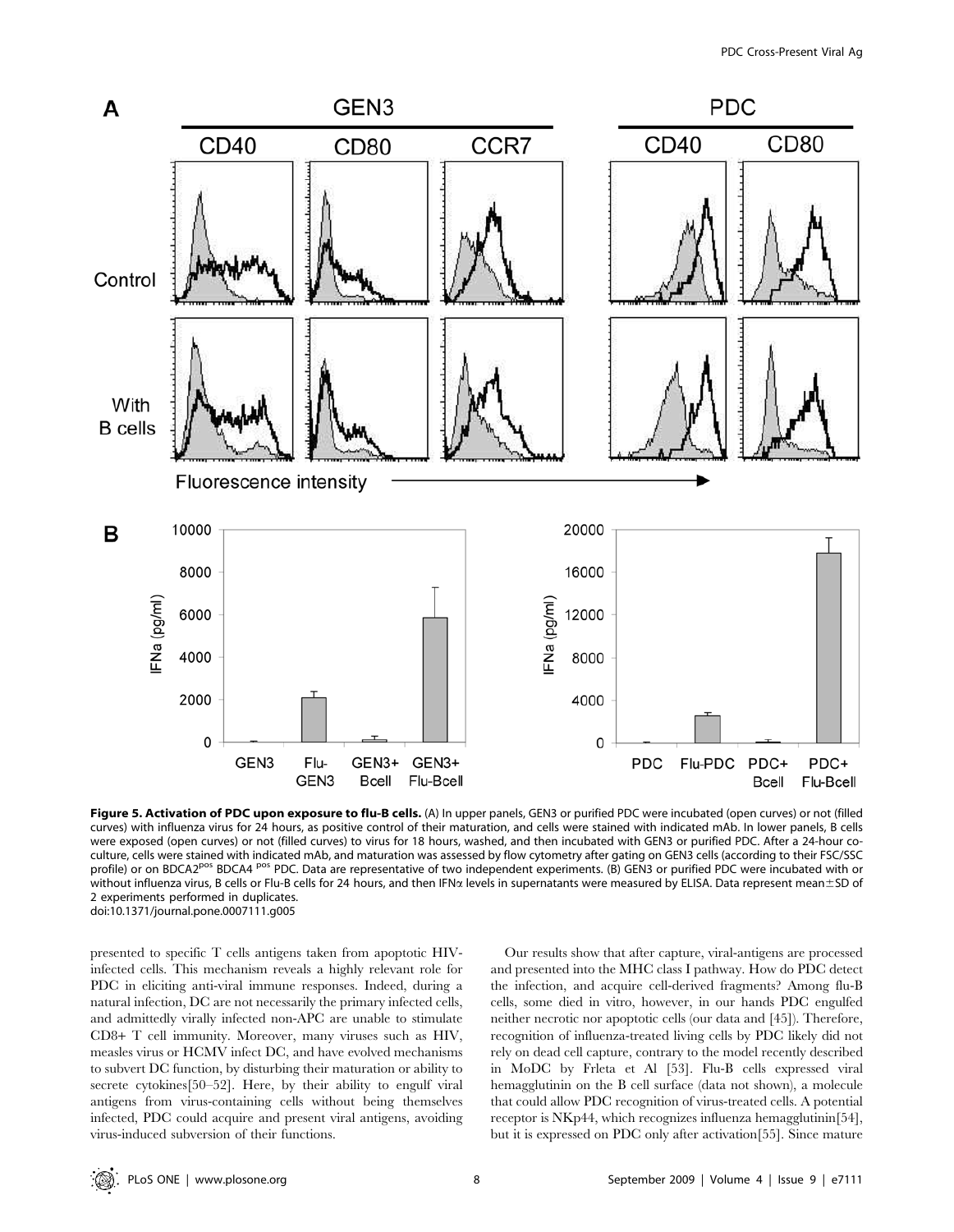**Figure 5. Activation of PDC upon exposure to flu-B cells.** (A) In upper panels, GEN3 or purified PDC were incubated (open curves) or not (filled curves) with influenza virus for 24 hours, as positive control of their maturation, and cells were stained with indicated mAb. In lower panels, B cells were exposed (open curves) or not (filled curves) to virus for 18 hours, washed, and then incubated with GEN3 or purified PDC. After a 24-hour co-culture, cells were stained with indicated mAb, and maturation was assessed by flow cytometry after gating on GEN3 cells (according to their FSC/SSC profile) or on BDCA2$^{pos}$ BDCA4$^{pos}$ PDC. Data are representative of two independent experiments. (B) GEN3 or purified PDC were incubated with or without influenza virus, B cells or Flu-B cells for 24 hours, and then IFN$\alpha$ levels in supernatants were measured by ELISA. Data represent mean$\pm$SD of 2 experiments performed in duplicates.
doi:10.1371/journal.pone.0007111.g005

presented to specific T cells antigens taken from apoptotic HIV-infected cells. This mechanism reveals a highly relevant role for PDC in eliciting anti-viral immune responses. Indeed, during a natural infection, DC are not necessarily the primary infected cells, and admittedly virally infected non-APC are unable to stimulate CD8+ T cell immunity. Moreover, many viruses such as HIV, measles virus or HCMV infect DC, and have evolved mechanisms to subvert DC function, by disturbing their maturation or ability to secrete cytokines[50–52]. Here, by their ability to engulf viral antigens from virus-containing cells without being themselves infected, PDC could acquire and present viral antigens, avoiding virus-induced subversion of their functions.

Our results show that after capture, viral-antigens are processed and presented into the MHC class I pathway. How do PDC detect the infection, and acquire cell-derived fragments? Among flu-B cells, some died in vitro, however, in our hands PDC engulfed neither necrotic nor apoptotic cells (our data and [45]). Therefore, recognition of influenza-treated living cells by PDC likely did not rely on dead cell capture, contrary to the model recently described in MoDC by Frleta et Al [53]. Flu-B cells expressed viral hemagglutinin on the B cell surface (data not shown), a molecule that could allow PDC recognition of virus-treated cells. A potential receptor is NKp44, which recognizes influenza hemagglutinin[54], but it is expressed on PDC only after activation[55]. Since mature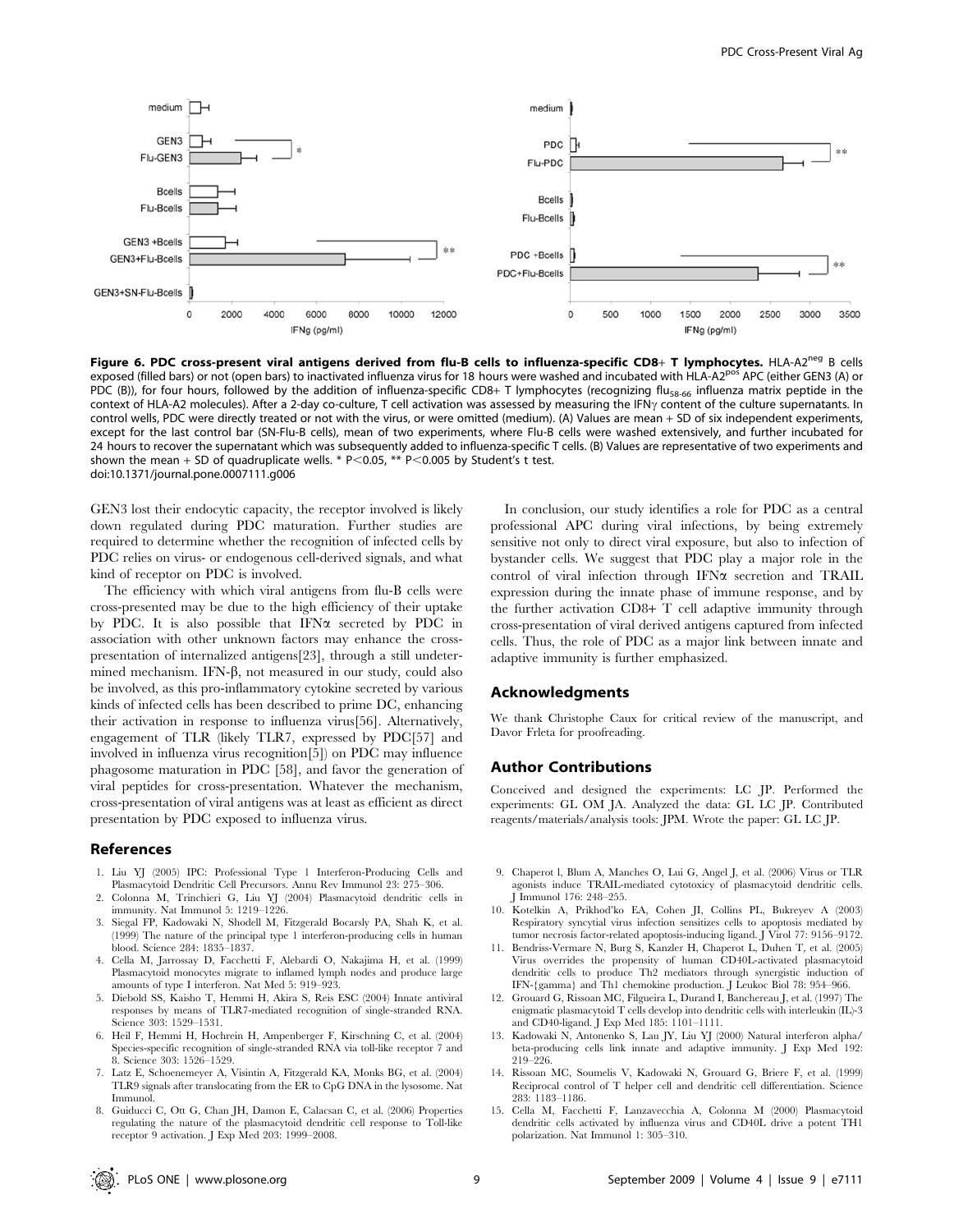**Figure 6. PDC cross-present viral antigens derived from flu-B cells to influenza-specific CD8+ T lymphocytes.** HLA-A2[neg] B cells exposed (filled bars) or not (open bars) to inactivated influenza virus for 18 hours were washed and incubated with HLA-A2[pos] APC (either GEN3 (A) or PDC (B)), for four hours, followed by the addition of influenza-specific CD8+ T lymphocytes (recognizing $flu_{58\text{-}66}$ influenza matrix peptide in the context of HLA-A2 molecules). After a 2-day co-culture, T cell activation was assessed by measuring the IFNγ content of the culture supernatants. In control wells, PDC were directly treated or not with the virus, or were omitted (medium). (A) Values are mean + SD of six independent experiments, except for the last control bar (SN-Flu-B cells), mean of two experiments, where Flu-B cells were washed extensively, and further incubated for 24 hours to recover the supernatant which was subsequently added to influenza-specific T cells. (B) Values are representative of two experiments and shown the mean + SD of quadruplicate wells. * $P<0.05$, ** $P<0.005$ by Student's t test.
doi:10.1371/journal.pone.0007111.g006

GEN3 lost their endocytic capacity, the receptor involved is likely down regulated during PDC maturation. Further studies are required to determine whether the recognition of infected cells by PDC relies on virus- or endogenous cell-derived signals, and what kind of receptor on PDC is involved.

The efficiency with which viral antigens from flu-B cells were cross-presented may be due to the high efficiency of their uptake by PDC. It is also possible that IFNα secreted by PDC in association with other unknown factors may enhance the cross-presentation of internalized antigens[23], through a still undetermined mechanism. IFN-β, not measured in our study, could also be involved, as this pro-inflammatory cytokine secreted by various kinds of infected cells has been described to prime DC, enhancing their activation in response to influenza virus[56]. Alternatively, engagement of TLR (likely TLR7, expressed by PDC[57] and involved in influenza virus recognition[5]) on PDC may influence phagosome maturation in PDC [58], and favor the generation of viral peptides for cross-presentation. Whatever the mechanism, cross-presentation of viral antigens was at least as efficient as direct presentation by PDC exposed to influenza virus.

In conclusion, our study identifies a role for PDC as a central professional APC during viral infections, by being extremely sensitive not only to direct viral exposure, but also to infection of bystander cells. We suggest that PDC play a major role in the control of viral infection through IFNα secretion and TRAIL expression during the innate phase of immune response, and by the further activation CD8+ T cell adaptive immunity through cross-presentation of viral derived antigens captured from infected cells. Thus, the role of PDC as a major link between innate and adaptive immunity is further emphasized.

## Acknowledgments

We thank Christophe Caux for critical review of the manuscript, and Davor Frleta for proofreading.

## Author Contributions

Conceived and designed the experiments: LC JP. Performed the experiments: GL OM JA. Analyzed the data: GL LC JP. Contributed reagents/materials/analysis tools: JPM. Wrote the paper: GL LC JP.

## References

1. Liu YJ (2005) IPC: Professional Type 1 Interferon-Producing Cells and Plasmacytoid Dendritic Cell Precursors. Annu Rev Immunol 23: 275–306.
2. Colonna M, Trinchieri G, Liu YJ (2004) Plasmacytoid dendritic cells in immunity. Nat Immunol 5: 1219–1226.
3. Siegal FP, Kadowaki N, Shodell M, Fitzgerald Bocarsly PA, Shah K, et al. (1999) The nature of the principal type 1 interferon-producing cells in human blood. Science 284: 1835–1837.
4. Cella M, Jarrossay D, Facchetti F, Alebardi O, Nakajima H, et al. (1999) Plasmacytoid monocytes migrate to inflamed lymph nodes and produce large amounts of type I interferon. Nat Med 5: 919–923.
5. Diebold SS, Kaisho T, Hemmi H, Akira S, Reis ESC (2004) Innate antiviral responses by means of TLR7-mediated recognition of single-stranded RNA. Science 303: 1529–1531.
6. Heil F, Hemmi H, Hochrein H, Ampenberger F, Kirschning C, et al. (2004) Species-specific recognition of single-stranded RNA via toll-like receptor 7 and 8. Science 303: 1526–1529.
7. Latz E, Schoenemeyer A, Visintin A, Fitzgerald KA, Monks BG, et al. (2004) TLR9 signals after translocating from the ER to CpG DNA in the lysosome. Nat Immunol.
8. Guiducci C, Ott G, Chan JH, Damon E, Calacsan C, et al. (2006) Properties regulating the nature of the plasmacytoid dendritic cell response to Toll-like receptor 9 activation. J Exp Med 203: 1999–2008.
9. Chaperot l, Blum A, Manches O, Lui G, Angel J, et al. (2006) Virus or TLR agonists induce TRAIL-mediated cytotoxicy of plasmacytoid dendritic cells. J Immunol 176: 248–255.
10. Kotelkin A, Prikhod'ko EA, Cohen JI, Collins PL, Bukreyev A (2003) Respiratory syncytial virus infection sensitizes cells to apoptosis mediated by tumor necrosis factor-related apoptosis-inducing ligand. J Virol 77: 9156–9172.
11. Bendriss-Vermare N, Burg S, Kanzler H, Chaperot L, Duhen T, et al. (2005) Virus overrides the propensity of human CD40L-activated plasmacytoid dendritic cells to produce Th2 mediators through synergistic induction of IFN-{gamma} and Th1 chemokine production. J Leukoc Biol 78: 954–966.
12. Grouard G, Rissoan MC, Filgueira L, Durand I, Banchereau J, et al. (1997) The enigmatic plasmacytoid T cells develop into dendritic cells with interleukin (IL)-3 and CD40-ligand. J Exp Med 185: 1101–1111.
13. Kadowaki N, Antonenko S, Lau JY, Liu YJ (2000) Natural interferon alpha/beta-producing cells link innate and adaptive immunity. J Exp Med 192: 219–226.
14. Rissoan MC, Soumelis V, Kadowaki N, Grouard G, Briere F, et al. (1999) Reciprocal control of T helper cell and dendritic cell differentiation. Science 283: 1183–1186.
15. Cella M, Facchetti F, Lanzavecchia A, Colonna M (2000) Plasmacytoid dendritic cells activated by influenza virus and CD40L drive a potent TH1 polarization. Nat Immunol 1: 305–310.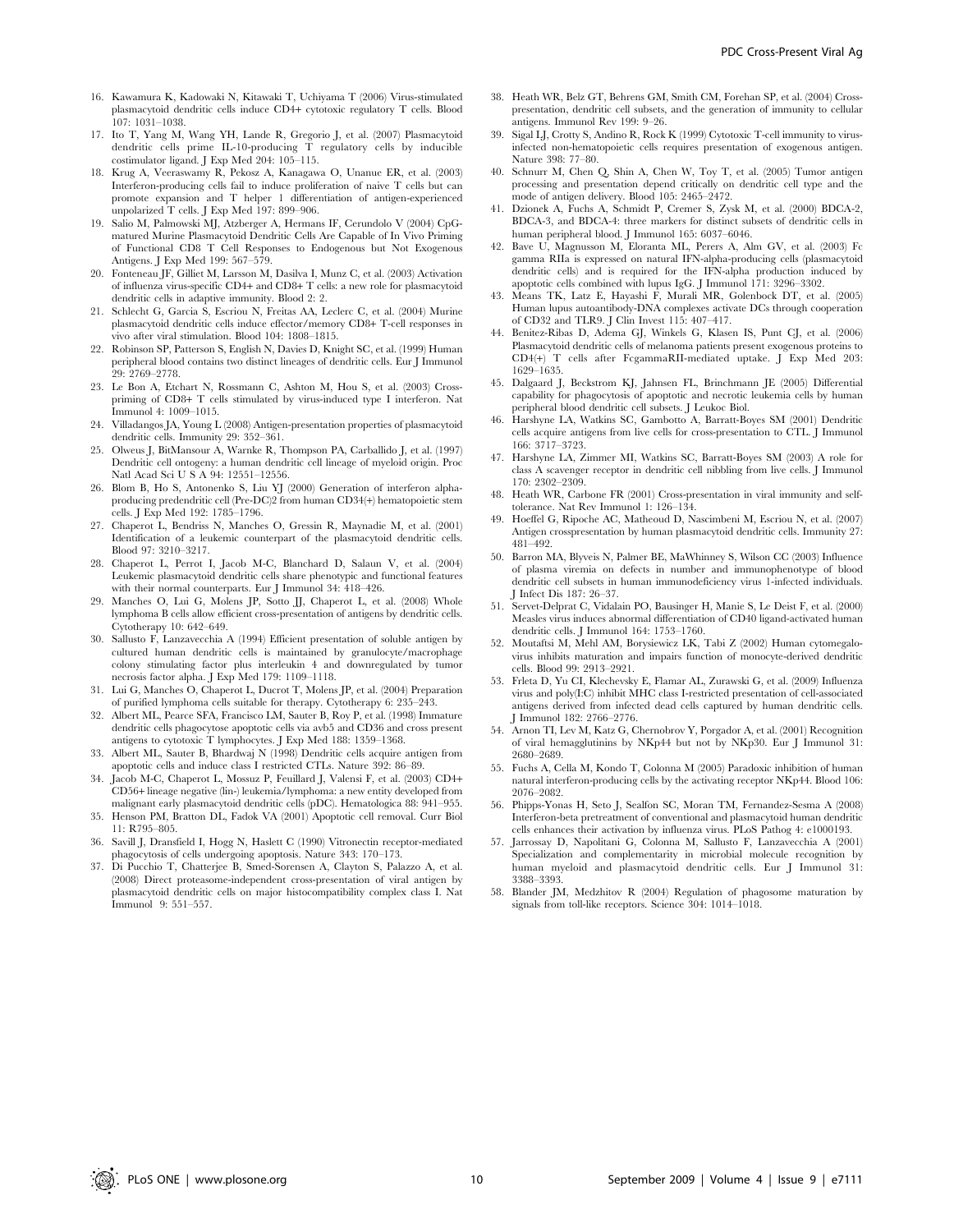16. Kawamura K, Kadowaki N, Kitawaki T, Uchiyama T (2006) Virus-stimulated plasmacytoid dendritic cells induce CD4+ cytotoxic regulatory T cells. Blood 107: 1031–1038.
17. Ito T, Yang M, Wang YH, Lande R, Gregorio J, et al. (2007) Plasmacytoid dendritic cells prime IL-10-producing T regulatory cells by inducible costimulator ligand. J Exp Med 204: 105–115.
18. Krug A, Veeraswamy R, Pekosz A, Kanagawa O, Unanue ER, et al. (2003) Interferon-producing cells fail to induce proliferation of naive T cells but can promote expansion and T helper 1 differentiation of antigen-experienced unpolarized T cells. J Exp Med 197: 899–906.
19. Salio M, Palmowski MJ, Atzberger A, Hermans IF, Cerundolo V (2004) CpG-matured Murine Plasmacytoid Dendritic Cells Are Capable of In Vivo Priming of Functional CD8 T Cell Responses to Endogenous but Not Exogenous Antigens. J Exp Med 199: 567–579.
20. Fonteneau JF, Gilliet M, Larsson M, Dasilva I, Munz C, et al. (2003) Activation of influenza virus-specific CD4+ and CD8+ T cells: a new role for plasmacytoid dendritic cells in adaptive immunity. Blood 2: 2.
21. Schlecht G, Garcia S, Escriou N, Freitas AA, Leclerc C, et al. (2004) Murine plasmacytoid dendritic cells induce effector/memory CD8+ T-cell responses in vivo after viral stimulation. Blood 104: 1808–1815.
22. Robinson SP, Patterson S, English N, Davies D, Knight SC, et al. (1999) Human peripheral blood contains two distinct lineages of dendritic cells. Eur J Immunol 29: 2769–2778.
23. Le Bon A, Etchart N, Rossmann C, Ashton M, Hou S, et al. (2003) Cross-priming of CD8+ T cells stimulated by virus-induced type I interferon. Nat Immunol 4: 1009–1015.
24. Villadangos JA, Young L (2008) Antigen-presentation properties of plasmacytoid dendritic cells. Immunity 29: 352–361.
25. Olweus J, BitMansour A, Warnke R, Thompson PA, Carballido J, et al. (1997) Dendritic cell ontogeny: a human dendritic cell lineage of myeloid origin. Proc Natl Acad Sci U S A 94: 12551–12556.
26. Blom B, Ho S, Antonenko S, Liu YJ (2000) Generation of interferon alpha-producing predendritic cell (Pre-DC)2 from human CD34(+) hematopoietic stem cells. J Exp Med 192: 1785–1796.
27. Chaperot L, Bendriss N, Manches O, Gressin R, Maynadie M, et al. (2001) Identification of a leukemic counterpart of the plasmacytoid dendritic cells. Blood 97: 3210–3217.
28. Chaperot L, Perrot I, Jacob M-C, Blanchard D, Salaun V, et al. (2004) Leukemic plasmacytoid dendritic cells share phenotypic and functional features with their normal counterparts. Eur J Immunol 34: 418–426.
29. Manches O, Lui G, Molens JP, Sotto JJ, Chaperot L, et al. (2008) Whole lymphoma B cells allow efficient cross-presentation of antigens by dendritic cells. Cytotherapy 10: 642–649.
30. Sallusto F, Lanzavecchia A (1994) Efficient presentation of soluble antigen by cultured human dendritic cells is maintained by granulocyte/macrophage colony stimulating factor plus interleukin 4 and downregulated by tumor necrosis factor alpha. J Exp Med 179: 1109–1118.
31. Lui G, Manches O, Chaperot L, Ducrot T, Molens JP, et al. (2004) Preparation of purified lymphoma cells suitable for therapy. Cytotherapy 6: 235–243.
32. Albert ML, Pearce SFA, Francisco LM, Sauter B, Roy P, et al. (1998) Immature dendritic cells phagocytose apoptotic cells via avb5 and CD36 and cross present antigens to cytotoxic T lymphocytes. J Exp Med 188: 1359–1368.
33. Albert ML, Sauter B, Bhardwaj N (1998) Dendritic cells acquire antigen from apoptotic cells and induce class I restricted CTLs. Nature 392: 86–89.
34. Jacob M-C, Chaperot L, Mossuz P, Feuillard J, Valensi F, et al. (2003) CD4+ CD56+ lineage negative (lin-) leukemia/lymphoma: a new entity developed from malignant early plasmacytoid dendritic cells (pDC). Hematologica 88: 941–955.
35. Henson PM, Bratton DL, Fadok VA (2001) Apoptotic cell removal. Curr Biol 11: R795–805.
36. Savill J, Dransfield I, Hogg N, Haslett C (1990) Vitronectin receptor-mediated phagocytosis of cells undergoing apoptosis. Nature 343: 170–173.
37. Di Pucchio T, Chatterjee B, Smed-Sorensen A, Clayton S, Palazzo A, et al. (2008) Direct proteasome-independent cross-presentation of viral antigen by plasmacytoid dendritic cells on major histocompatibility complex class I. Nat Immunol 9: 551–557.
38. Heath WR, Belz GT, Behrens GM, Smith CM, Forehan SP, et al. (2004) Cross-presentation, dendritic cell subsets, and the generation of immunity to cellular antigens. Immunol Rev 199: 9–26.
39. Sigal LJ, Crotty S, Andino R, Rock K (1999) Cytotoxic T-cell immunity to virus-infected non-hematopoietic cells requires presentation of exogenous antigen. Nature 398: 77–80.
40. Schnurr M, Chen Q, Shin A, Chen W, Toy T, et al. (2005) Tumor antigen processing and presentation depend critically on dendritic cell type and the mode of antigen delivery. Blood 105: 2465–2472.
41. Dzionek A, Fuchs A, Schmidt P, Cremer S, Zysk M, et al. (2000) BDCA-2, BDCA-3, and BDCA-4: three markers for distinct subsets of dendritic cells in human peripheral blood. J Immunol 165: 6037–6046.
42. Bave U, Magnusson M, Eloranta ML, Perers A, Alm GV, et al. (2003) Fc gamma RIIa is expressed on natural IFN-alpha-producing cells (plasmacytoid dendritic cells) and is required for the IFN-alpha production induced by apoptotic cells combined with lupus IgG. J Immunol 171: 3296–3302.
43. Means TK, Latz E, Hayashi F, Murali MR, Golenbock DT, et al. (2005) Human lupus autoantibody-DNA complexes activate DCs through cooperation of CD32 and TLR9. J Clin Invest 115: 407–417.
44. Benitez-Ribas D, Adema GJ, Winkels G, Klasen IS, Punt CJ, et al. (2006) Plasmacytoid dendritic cells of melanoma patients present exogenous proteins to CD4(+) T cells after FcgammaRII-mediated uptake. J Exp Med 203: 1629–1635.
45. Dalgaard J, Beckstrom KJ, Jahnsen FL, Brinchmann JE (2005) Differential capability for phagocytosis of apoptotic and necrotic leukemia cells by human peripheral blood dendritic cell subsets. J Leukoc Biol.
46. Harshyne LA, Watkins SC, Gambotto A, Barratt-Boyes SM (2001) Dendritic cells acquire antigens from live cells for cross-presentation to CTL. J Immunol 166: 3717–3723.
47. Harshyne LA, Zimmer MI, Watkins SC, Barratt-Boyes SM (2003) A role for class A scavenger receptor in dendritic cell nibbling from live cells. J Immunol 170: 2302–2309.
48. Heath WR, Carbone FR (2001) Cross-presentation in viral immunity and self-tolerance. Nat Rev Immunol 1: 126–134.
49. Hoeffel G, Ripoche AC, Matheoud D, Nascimbeni M, Escriou N, et al. (2007) Antigen crosspresentation by human plasmacytoid dendritic cells. Immunity 27: 481–492.
50. Barron MA, Blyveis N, Palmer BE, MaWhinney S, Wilson CC (2003) Influence of plasma viremia on defects in number and immunophenotype of blood dendritic cell subsets in human immunodeficiency virus 1-infected individuals. J Infect Dis 187: 26–37.
51. Servet-Delprat C, Vidalain PO, Bausinger H, Manie S, Le Deist F, et al. (2000) Measles virus induces abnormal differentiation of CD40 ligand-activated human dendritic cells. J Immunol 164: 1753–1760.
52. Moutaftsi M, Mehl AM, Borysiewicz LK, Tabi Z (2002) Human cytomegalovirus inhibits maturation and impairs function of monocyte-derived dendritic cells. Blood 99: 2913–2921.
53. Frleta D, Yu CI, Klechevsky E, Flamar AL, Zurawski G, et al. (2009) Influenza virus and poly(I:C) inhibit MHC class I-restricted presentation of cell-associated antigens derived from infected dead cells captured by human dendritic cells. J Immunol 182: 2766–2776.
54. Arnon TI, Lev M, Katz G, Chernobrov Y, Porgador A, et al. (2001) Recognition of viral hemagglutinins by NKp44 but not by NKp30. Eur J Immunol 31: 2680–2689.
55. Fuchs A, Cella M, Kondo T, Colonna M (2005) Paradoxic inhibition of human natural interferon-producing cells by the activating receptor NKp44. Blood 106: 2076–2082.
56. Phipps-Yonas H, Seto J, Sealfon SC, Moran TM, Fernandez-Sesma A (2008) Interferon-beta pretreatment of conventional and plasmacytoid human dendritic cells enhances their activation by influenza virus. PLoS Pathog 4: e1000193.
57. Jarrossay D, Napolitani G, Colonna M, Sallusto F, Lanzavecchia A (2001) Specialization and complementarity in microbial molecule recognition by human myeloid and plasmacytoid dendritic cells. Eur J Immunol 31: 3388–3393.
58. Blander JM, Medzhitov R (2004) Regulation of phagosome maturation by signals from toll-like receptors. Science 304: 1014–1018.